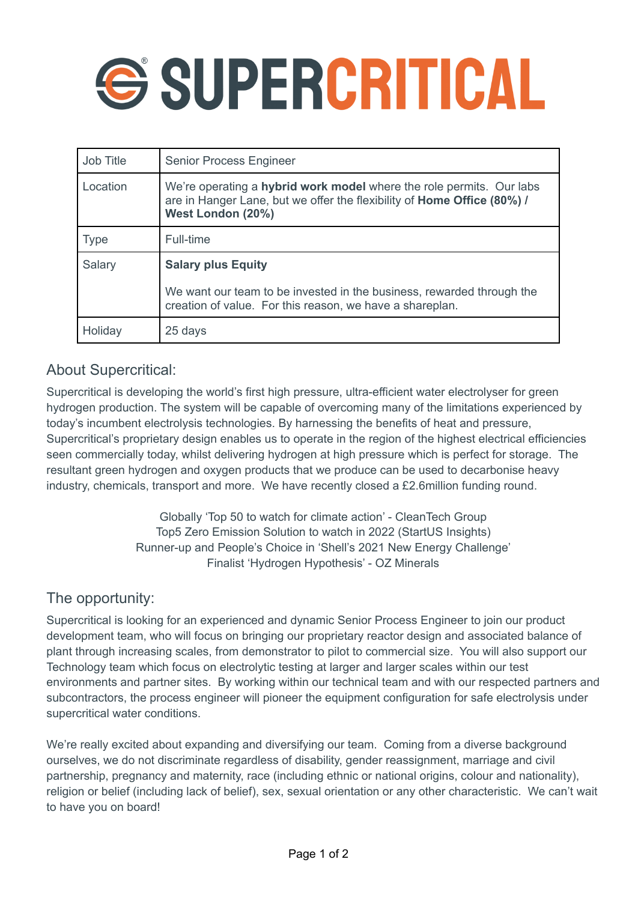# SUPERCRITICAL

| Job Title | Senior Process Engineer |
|---|---|
| Location | We're operating a **hybrid work model** where the role permits. Our labs are in Hanger Lane, but we offer the flexibility of **Home Office (80%) / West London (20%)** |
| Type | Full-time |
| Salary | **Salary plus Equity**<br><br>We want our team to be invested in the business, rewarded through the creation of value. For this reason, we have a shareplan. |
| Holiday | 25 days |

## About Supercritical:

Supercritical is developing the world's first high pressure, ultra-efficient water electrolyser for green hydrogen production. The system will be capable of overcoming many of the limitations experienced by today's incumbent electrolysis technologies. By harnessing the benefits of heat and pressure, Supercritical's proprietary design enables us to operate in the region of the highest electrical efficiencies seen commercially today, whilst delivering hydrogen at high pressure which is perfect for storage. The resultant green hydrogen and oxygen products that we produce can be used to decarbonise heavy industry, chemicals, transport and more. We have recently closed a £2.6million funding round.

Globally 'Top 50 to watch for climate action' - CleanTech Group
Top5 Zero Emission Solution to watch in 2022 (StartUS Insights)
Runner-up and People's Choice in 'Shell's 2021 New Energy Challenge'
Finalist 'Hydrogen Hypothesis' - OZ Minerals

## The opportunity:

Supercritical is looking for an experienced and dynamic Senior Process Engineer to join our product development team, who will focus on bringing our proprietary reactor design and associated balance of plant through increasing scales, from demonstrator to pilot to commercial size. You will also support our Technology team which focus on electrolytic testing at larger and larger scales within our test environments and partner sites. By working within our technical team and with our respected partners and subcontractors, the process engineer will pioneer the equipment configuration for safe electrolysis under supercritical water conditions.

We're really excited about expanding and diversifying our team. Coming from a diverse background ourselves, we do not discriminate regardless of disability, gender reassignment, marriage and civil partnership, pregnancy and maternity, race (including ethnic or national origins, colour and nationality), religion or belief (including lack of belief), sex, sexual orientation or any other characteristic. We can't wait to have you on board!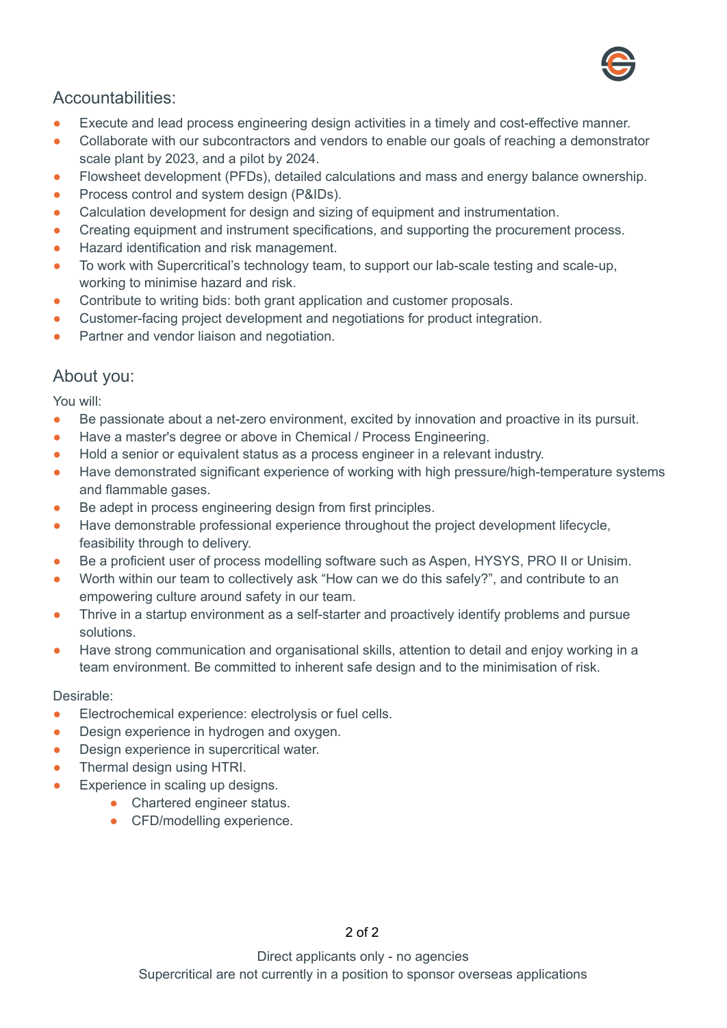## Accountabilities:

- Execute and lead process engineering design activities in a timely and cost-effective manner.
- Collaborate with our subcontractors and vendors to enable our goals of reaching a demonstrator scale plant by 2023, and a pilot by 2024.
- Flowsheet development (PFDs), detailed calculations and mass and energy balance ownership.
- Process control and system design (P&IDs).
- Calculation development for design and sizing of equipment and instrumentation.
- Creating equipment and instrument specifications, and supporting the procurement process.
- Hazard identification and risk management.
- To work with Supercritical's technology team, to support our lab-scale testing and scale-up, working to minimise hazard and risk.
- Contribute to writing bids: both grant application and customer proposals.
- Customer-facing project development and negotiations for product integration.
- Partner and vendor liaison and negotiation.

## About you:

You will:

- Be passionate about a net-zero environment, excited by innovation and proactive in its pursuit.
- Have a master's degree or above in Chemical / Process Engineering.
- Hold a senior or equivalent status as a process engineer in a relevant industry.
- Have demonstrated significant experience of working with high pressure/high-temperature systems and flammable gases.
- Be adept in process engineering design from first principles.
- Have demonstrable professional experience throughout the project development lifecycle, feasibility through to delivery.
- Be a proficient user of process modelling software such as Aspen, HYSYS, PRO II or Unisim.
- Worth within our team to collectively ask "How can we do this safely?", and contribute to an empowering culture around safety in our team.
- Thrive in a startup environment as a self-starter and proactively identify problems and pursue solutions.
- Have strong communication and organisational skills, attention to detail and enjoy working in a team environment. Be committed to inherent safe design and to the minimisation of risk.

Desirable:

- Electrochemical experience: electrolysis or fuel cells.
- Design experience in hydrogen and oxygen.
- Design experience in supercritical water.
- Thermal design using HTRI.
- Experience in scaling up designs.
  - Chartered engineer status.
  - CFD/modelling experience.

Direct applicants only - no agencies
Supercritical are not currently in a position to sponsor overseas applications